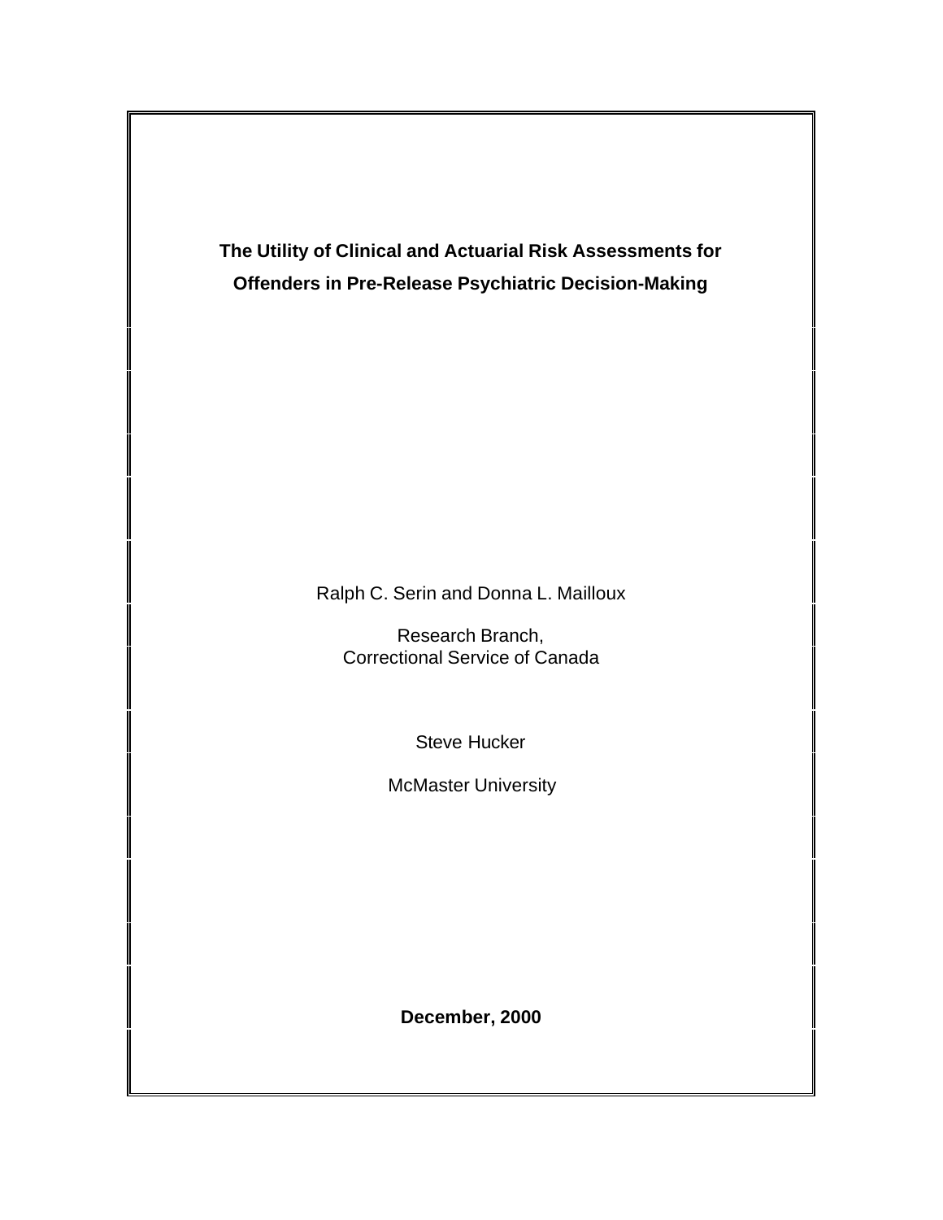# The Utility of Clinical and Actuarial Risk Assessments for Offenders in Pre-Release Psychiatric Decision-Making

Ralph C. Serin and Donna L. Mailloux

Research Branch,
Correctional Service of Canada

Steve Hucker

McMaster University

**December, 2000**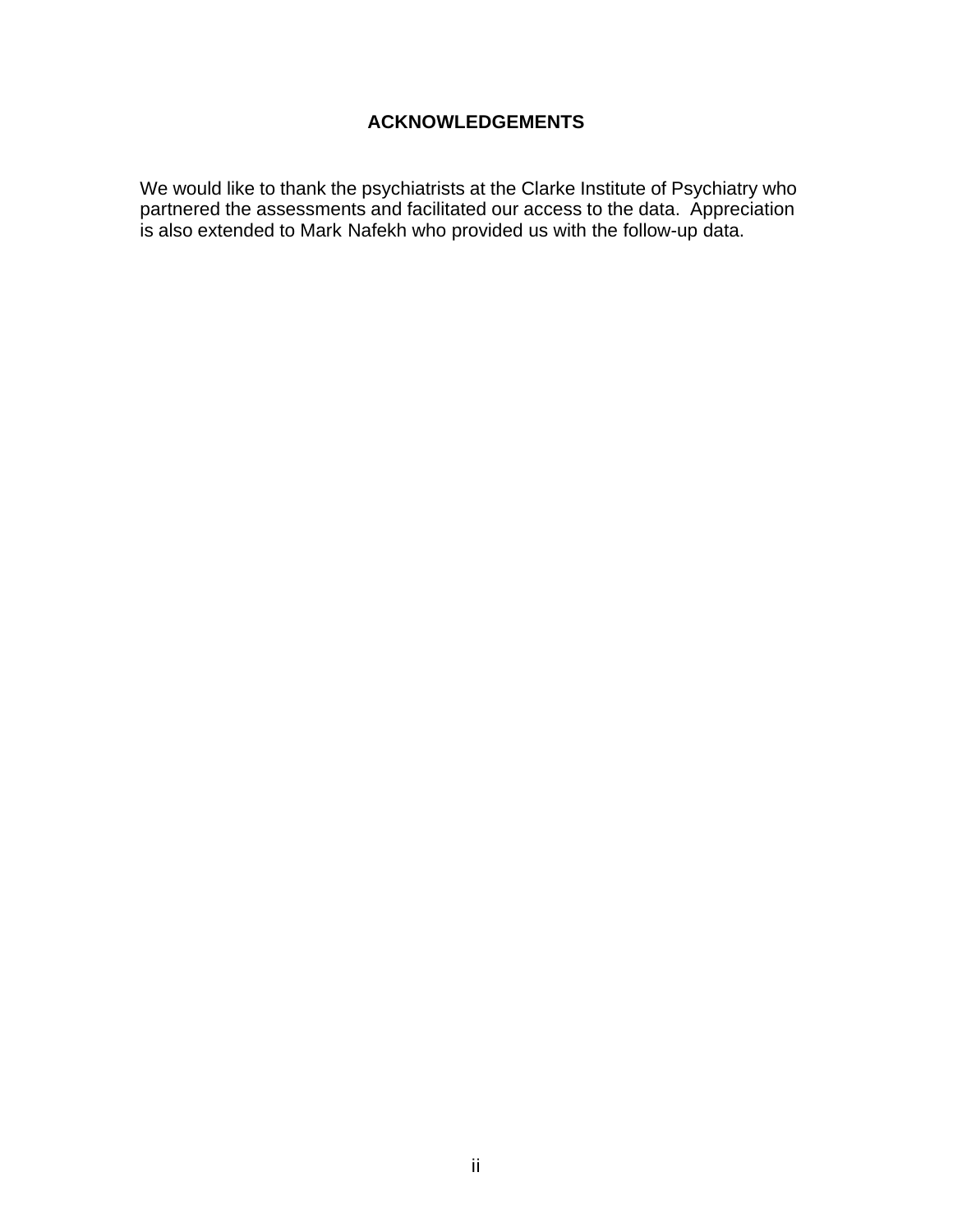## ACKNOWLEDGEMENTS

We would like to thank the psychiatrists at the Clarke Institute of Psychiatry who partnered the assessments and facilitated our access to the data. Appreciation is also extended to Mark Nafekh who provided us with the follow-up data.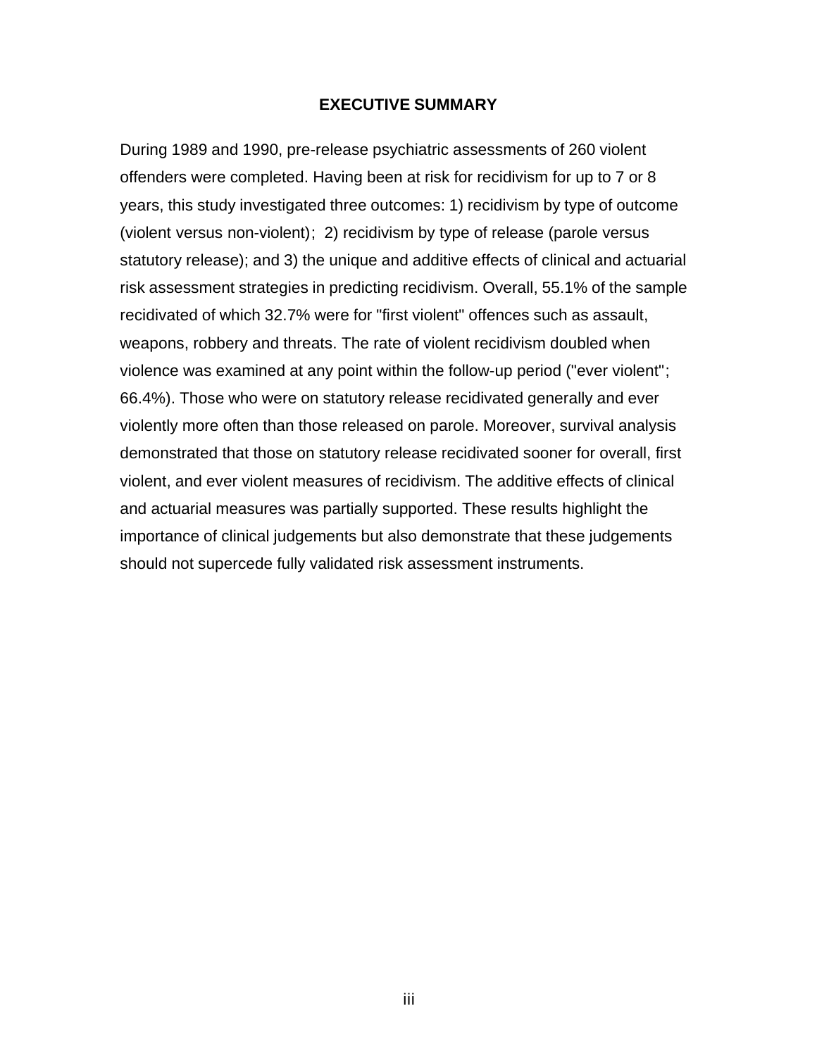## EXECUTIVE SUMMARY

During 1989 and 1990, pre-release psychiatric assessments of 260 violent offenders were completed. Having been at risk for recidivism for up to 7 or 8 years, this study investigated three outcomes: 1) recidivism by type of outcome (violent versus non-violent); 2) recidivism by type of release (parole versus statutory release); and 3) the unique and additive effects of clinical and actuarial risk assessment strategies in predicting recidivism. Overall, 55.1% of the sample recidivated of which 32.7% were for "first violent" offences such as assault, weapons, robbery and threats. The rate of violent recidivism doubled when violence was examined at any point within the follow-up period ("ever violent"; 66.4%). Those who were on statutory release recidivated generally and ever violently more often than those released on parole. Moreover, survival analysis demonstrated that those on statutory release recidivated sooner for overall, first violent, and ever violent measures of recidivism. The additive effects of clinical and actuarial measures was partially supported. These results highlight the importance of clinical judgements but also demonstrate that these judgements should not supercede fully validated risk assessment instruments.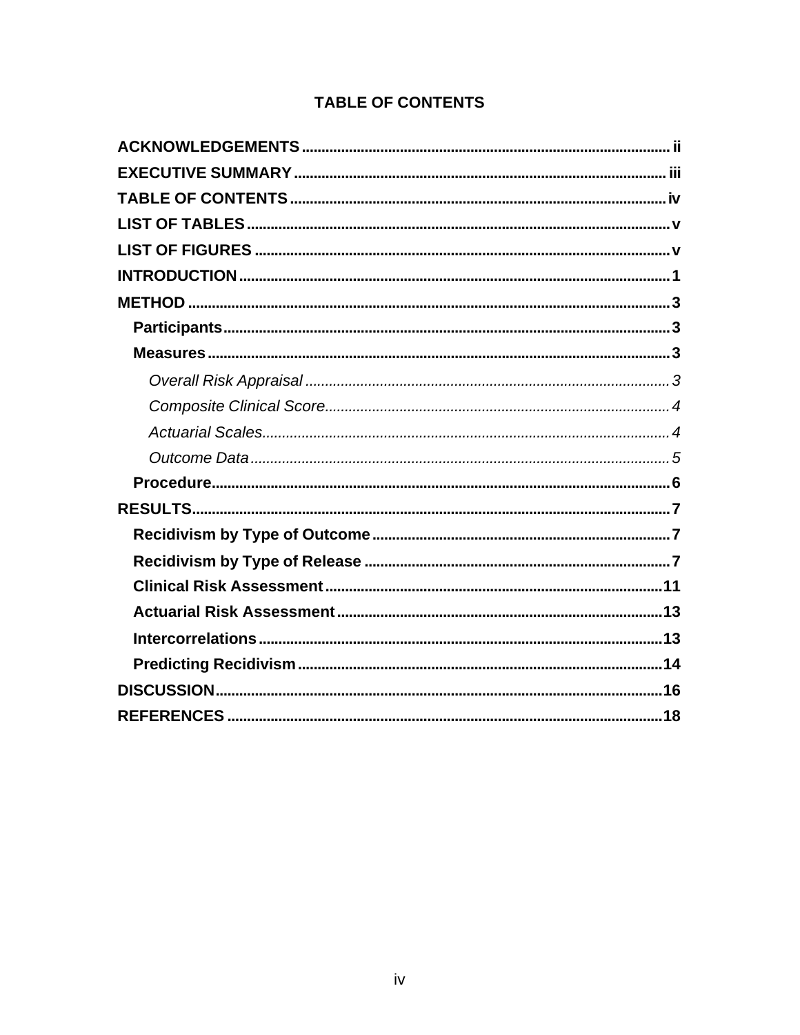# TABLE OF CONTENTS

**ACKNOWLEDGEMENTS** .......... ii

**EXECUTIVE SUMMARY** .......... iii

**TABLE OF CONTENTS** .......... iv

**LIST OF TABLES** .......... v

**LIST OF FIGURES** .......... v

**INTRODUCTION** .......... 1

**METHOD** .......... 3

- **Participants** .......... 3
- **Measures** .......... 3
  - *Overall Risk Appraisal* .......... 3
  - *Composite Clinical Score* .......... 4
  - *Actuarial Scales* .......... 4
  - *Outcome Data* .......... 5
- **Procedure** .......... 6

**RESULTS** .......... 7

- **Recidivism by Type of Outcome** .......... 7
- **Recidivism by Type of Release** .......... 7
- **Clinical Risk Assessment** .......... 11
- **Actuarial Risk Assessment** .......... 13
- **Intercorrelations** .......... 13
- **Predicting Recidivism** .......... 14

**DISCUSSION** .......... 16

**REFERENCES** .......... 18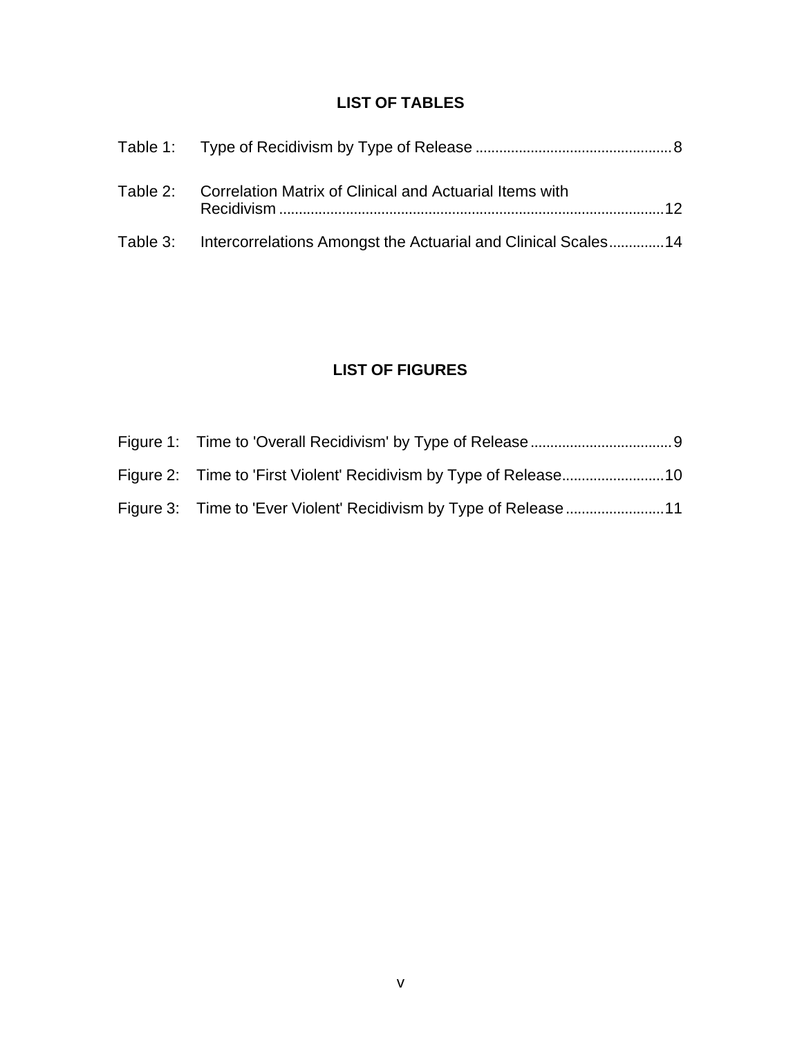## LIST OF TABLES

Table 1: Type of Recidivism by Type of Release ..... 8

Table 2: Correlation Matrix of Clinical and Actuarial Items with Recidivism ..... 12

Table 3: Intercorrelations Amongst the Actuarial and Clinical Scales ..... 14

## LIST OF FIGURES

Figure 1: Time to 'Overall Recidivism' by Type of Release ..... 9

Figure 2: Time to 'First Violent' Recidivism by Type of Release ..... 10

Figure 3: Time to 'Ever Violent' Recidivism by Type of Release ..... 11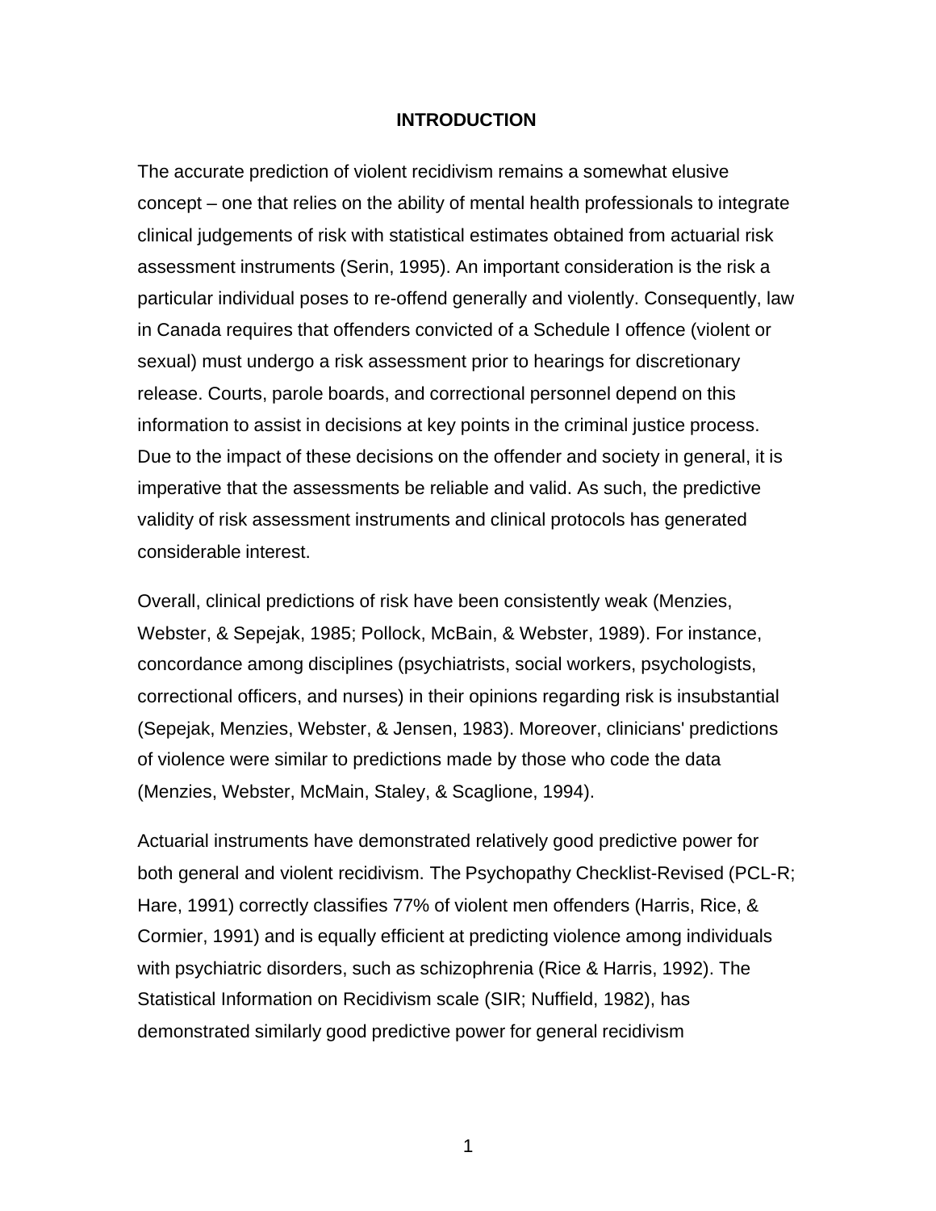# INTRODUCTION

The accurate prediction of violent recidivism remains a somewhat elusive concept – one that relies on the ability of mental health professionals to integrate clinical judgements of risk with statistical estimates obtained from actuarial risk assessment instruments (Serin, 1995). An important consideration is the risk a particular individual poses to re-offend generally and violently. Consequently, law in Canada requires that offenders convicted of a Schedule I offence (violent or sexual) must undergo a risk assessment prior to hearings for discretionary release. Courts, parole boards, and correctional personnel depend on this information to assist in decisions at key points in the criminal justice process. Due to the impact of these decisions on the offender and society in general, it is imperative that the assessments be reliable and valid. As such, the predictive validity of risk assessment instruments and clinical protocols has generated considerable interest.

Overall, clinical predictions of risk have been consistently weak (Menzies, Webster, & Sepejak, 1985; Pollock, McBain, & Webster, 1989). For instance, concordance among disciplines (psychiatrists, social workers, psychologists, correctional officers, and nurses) in their opinions regarding risk is insubstantial (Sepejak, Menzies, Webster, & Jensen, 1983). Moreover, clinicians' predictions of violence were similar to predictions made by those who code the data (Menzies, Webster, McMain, Staley, & Scaglione, 1994).

Actuarial instruments have demonstrated relatively good predictive power for both general and violent recidivism. The Psychopathy Checklist-Revised (PCL-R; Hare, 1991) correctly classifies 77% of violent men offenders (Harris, Rice, & Cormier, 1991) and is equally efficient at predicting violence among individuals with psychiatric disorders, such as schizophrenia (Rice & Harris, 1992). The Statistical Information on Recidivism scale (SIR; Nuffield, 1982), has demonstrated similarly good predictive power for general recidivism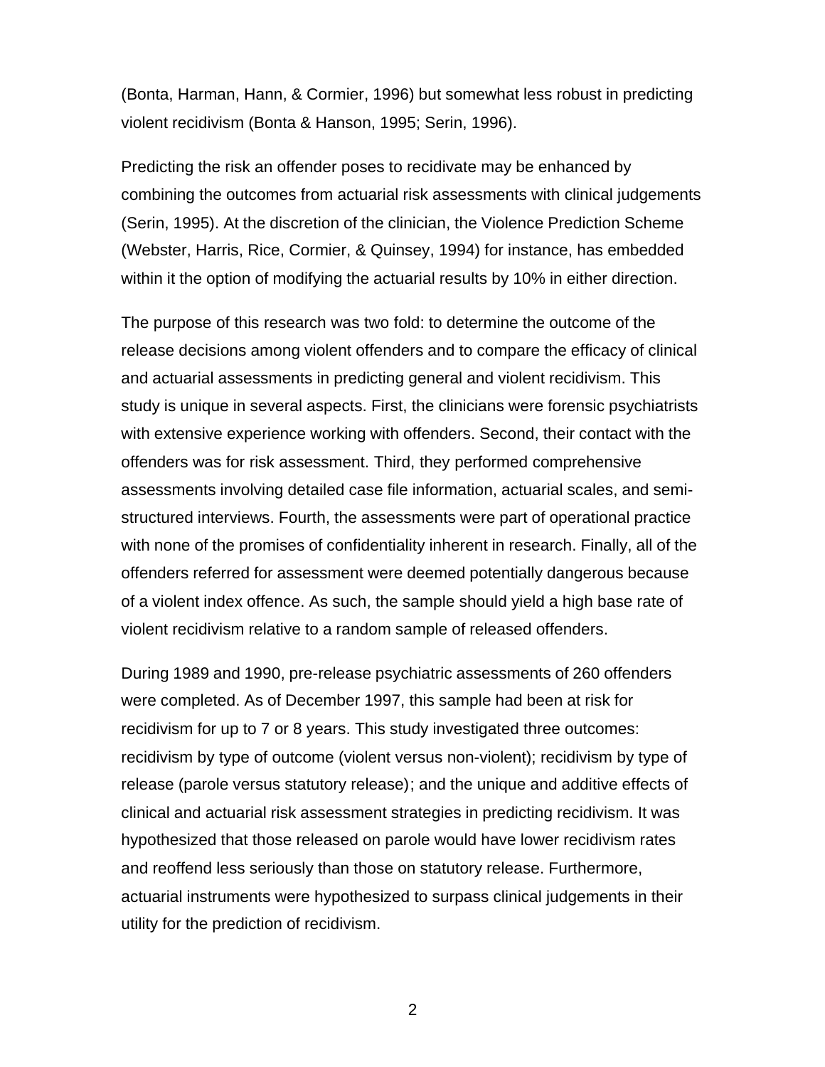(Bonta, Harman, Hann, & Cormier, 1996) but somewhat less robust in predicting violent recidivism (Bonta & Hanson, 1995; Serin, 1996).

Predicting the risk an offender poses to recidivate may be enhanced by combining the outcomes from actuarial risk assessments with clinical judgements (Serin, 1995). At the discretion of the clinician, the Violence Prediction Scheme (Webster, Harris, Rice, Cormier, & Quinsey, 1994) for instance, has embedded within it the option of modifying the actuarial results by 10% in either direction.

The purpose of this research was two fold: to determine the outcome of the release decisions among violent offenders and to compare the efficacy of clinical and actuarial assessments in predicting general and violent recidivism. This study is unique in several aspects. First, the clinicians were forensic psychiatrists with extensive experience working with offenders. Second, their contact with the offenders was for risk assessment. Third, they performed comprehensive assessments involving detailed case file information, actuarial scales, and semi-structured interviews. Fourth, the assessments were part of operational practice with none of the promises of confidentiality inherent in research. Finally, all of the offenders referred for assessment were deemed potentially dangerous because of a violent index offence. As such, the sample should yield a high base rate of violent recidivism relative to a random sample of released offenders.

During 1989 and 1990, pre-release psychiatric assessments of 260 offenders were completed. As of December 1997, this sample had been at risk for recidivism for up to 7 or 8 years. This study investigated three outcomes: recidivism by type of outcome (violent versus non-violent); recidivism by type of release (parole versus statutory release); and the unique and additive effects of clinical and actuarial risk assessment strategies in predicting recidivism. It was hypothesized that those released on parole would have lower recidivism rates and reoffend less seriously than those on statutory release. Furthermore, actuarial instruments were hypothesized to surpass clinical judgements in their utility for the prediction of recidivism.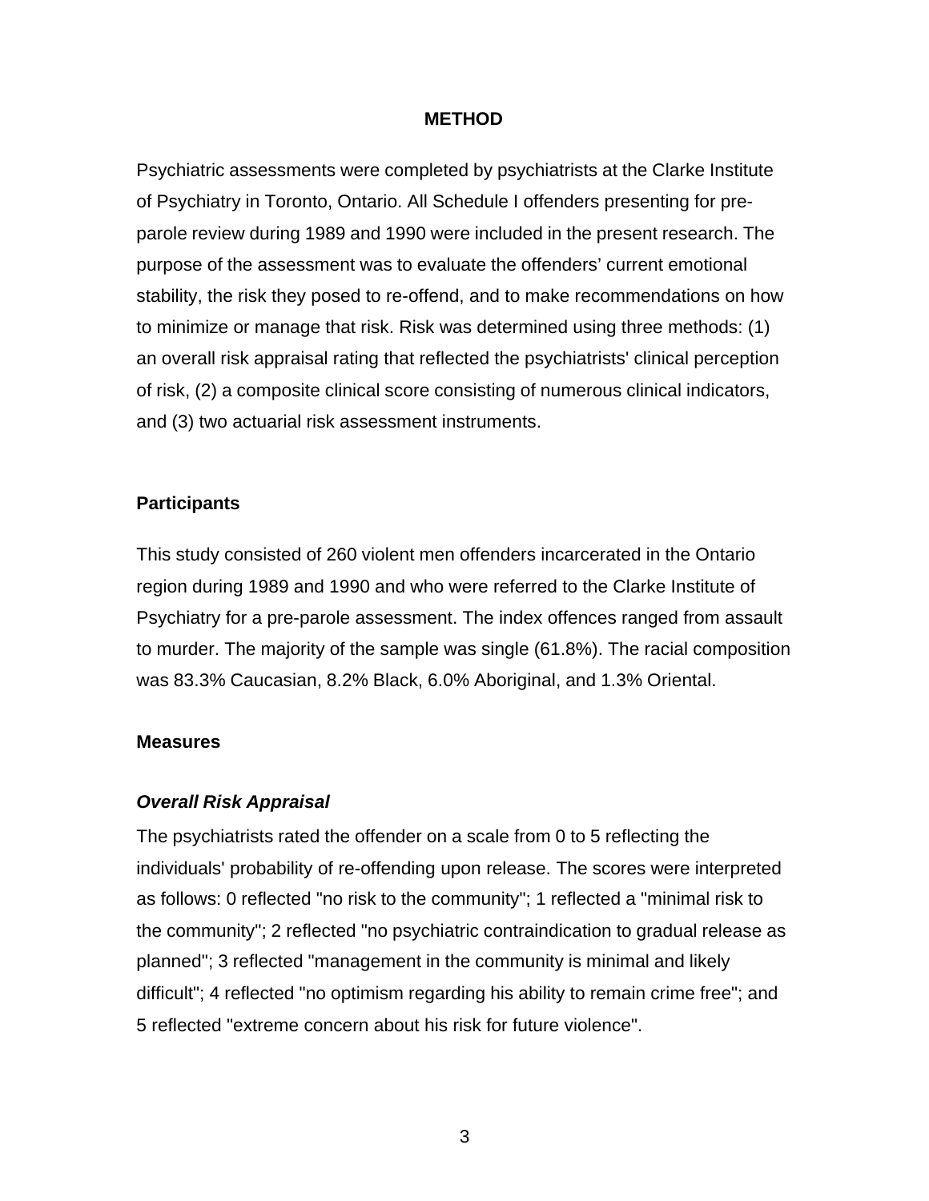## METHOD

Psychiatric assessments were completed by psychiatrists at the Clarke Institute of Psychiatry in Toronto, Ontario. All Schedule I offenders presenting for pre-parole review during 1989 and 1990 were included in the present research. The purpose of the assessment was to evaluate the offenders' current emotional stability, the risk they posed to re-offend, and to make recommendations on how to minimize or manage that risk. Risk was determined using three methods: (1) an overall risk appraisal rating that reflected the psychiatrists' clinical perception of risk, (2) a composite clinical score consisting of numerous clinical indicators, and (3) two actuarial risk assessment instruments.

### Participants

This study consisted of 260 violent men offenders incarcerated in the Ontario region during 1989 and 1990 and who were referred to the Clarke Institute of Psychiatry for a pre-parole assessment. The index offences ranged from assault to murder. The majority of the sample was single (61.8%). The racial composition was 83.3% Caucasian, 8.2% Black, 6.0% Aboriginal, and 1.3% Oriental.

### Measures

#### *Overall Risk Appraisal*

The psychiatrists rated the offender on a scale from 0 to 5 reflecting the individuals' probability of re-offending upon release. The scores were interpreted as follows: 0 reflected "no risk to the community"; 1 reflected a "minimal risk to the community"; 2 reflected "no psychiatric contraindication to gradual release as planned"; 3 reflected "management in the community is minimal and likely difficult"; 4 reflected "no optimism regarding his ability to remain crime free"; and 5 reflected "extreme concern about his risk for future violence".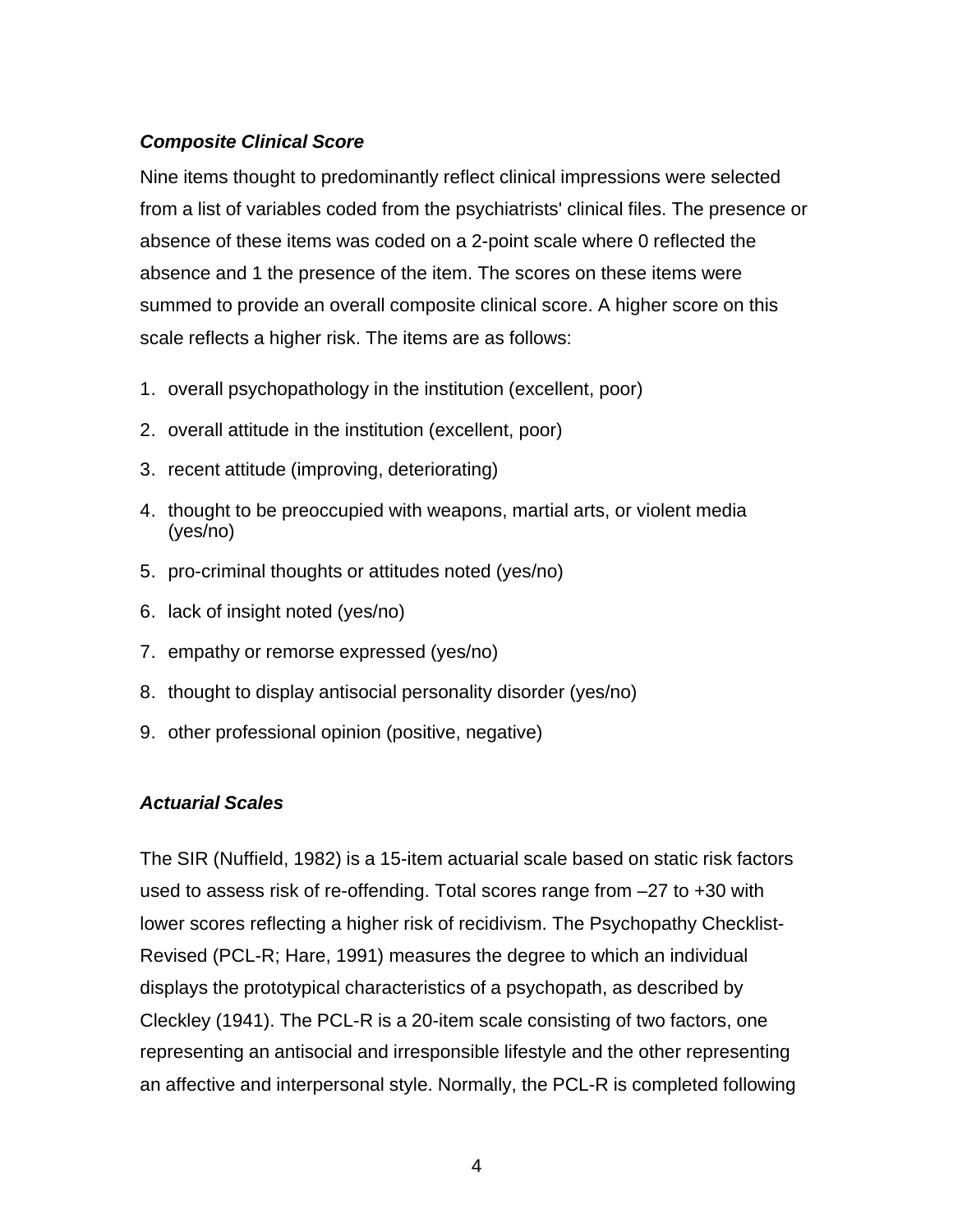### *Composite Clinical Score*

Nine items thought to predominantly reflect clinical impressions were selected from a list of variables coded from the psychiatrists' clinical files. The presence or absence of these items was coded on a 2-point scale where 0 reflected the absence and 1 the presence of the item. The scores on these items were summed to provide an overall composite clinical score. A higher score on this scale reflects a higher risk. The items are as follows:

1. overall psychopathology in the institution (excellent, poor)
2. overall attitude in the institution (excellent, poor)
3. recent attitude (improving, deteriorating)
4. thought to be preoccupied with weapons, martial arts, or violent media (yes/no)
5. pro-criminal thoughts or attitudes noted (yes/no)
6. lack of insight noted (yes/no)
7. empathy or remorse expressed (yes/no)
8. thought to display antisocial personality disorder (yes/no)
9. other professional opinion (positive, negative)

### *Actuarial Scales*

The SIR (Nuffield, 1982) is a 15-item actuarial scale based on static risk factors used to assess risk of re-offending. Total scores range from –27 to +30 with lower scores reflecting a higher risk of recidivism. The Psychopathy Checklist-Revised (PCL-R; Hare, 1991) measures the degree to which an individual displays the prototypical characteristics of a psychopath, as described by Cleckley (1941). The PCL-R is a 20-item scale consisting of two factors, one representing an antisocial and irresponsible lifestyle and the other representing an affective and interpersonal style. Normally, the PCL-R is completed following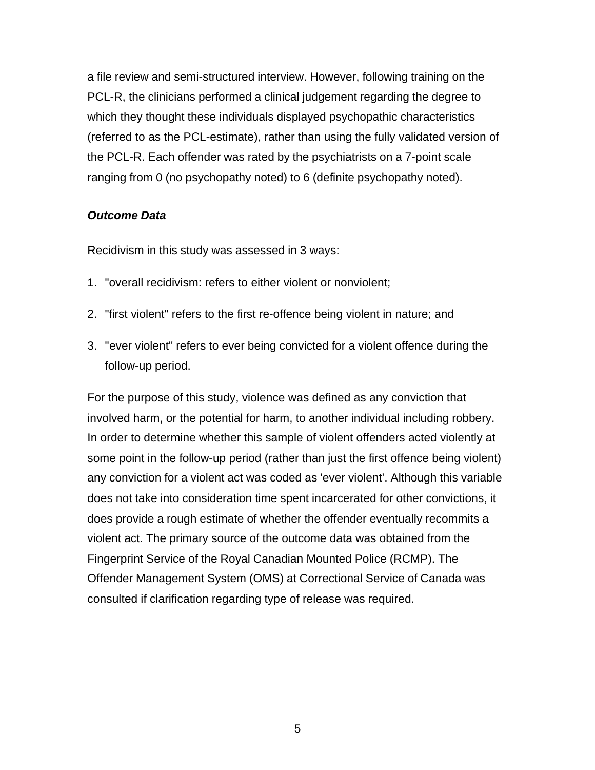a file review and semi-structured interview. However, following training on the PCL-R, the clinicians performed a clinical judgement regarding the degree to which they thought these individuals displayed psychopathic characteristics (referred to as the PCL-estimate), rather than using the fully validated version of the PCL-R. Each offender was rated by the psychiatrists on a 7-point scale ranging from 0 (no psychopathy noted) to 6 (definite psychopathy noted).

***Outcome Data***

Recidivism in this study was assessed in 3 ways:

1. "overall recidivism: refers to either violent or nonviolent;
2. "first violent" refers to the first re-offence being violent in nature; and
3. "ever violent" refers to ever being convicted for a violent offence during the follow-up period.

For the purpose of this study, violence was defined as any conviction that involved harm, or the potential for harm, to another individual including robbery. In order to determine whether this sample of violent offenders acted violently at some point in the follow-up period (rather than just the first offence being violent) any conviction for a violent act was coded as 'ever violent'. Although this variable does not take into consideration time spent incarcerated for other convictions, it does provide a rough estimate of whether the offender eventually recommits a violent act. The primary source of the outcome data was obtained from the Fingerprint Service of the Royal Canadian Mounted Police (RCMP). The Offender Management System (OMS) at Correctional Service of Canada was consulted if clarification regarding type of release was required.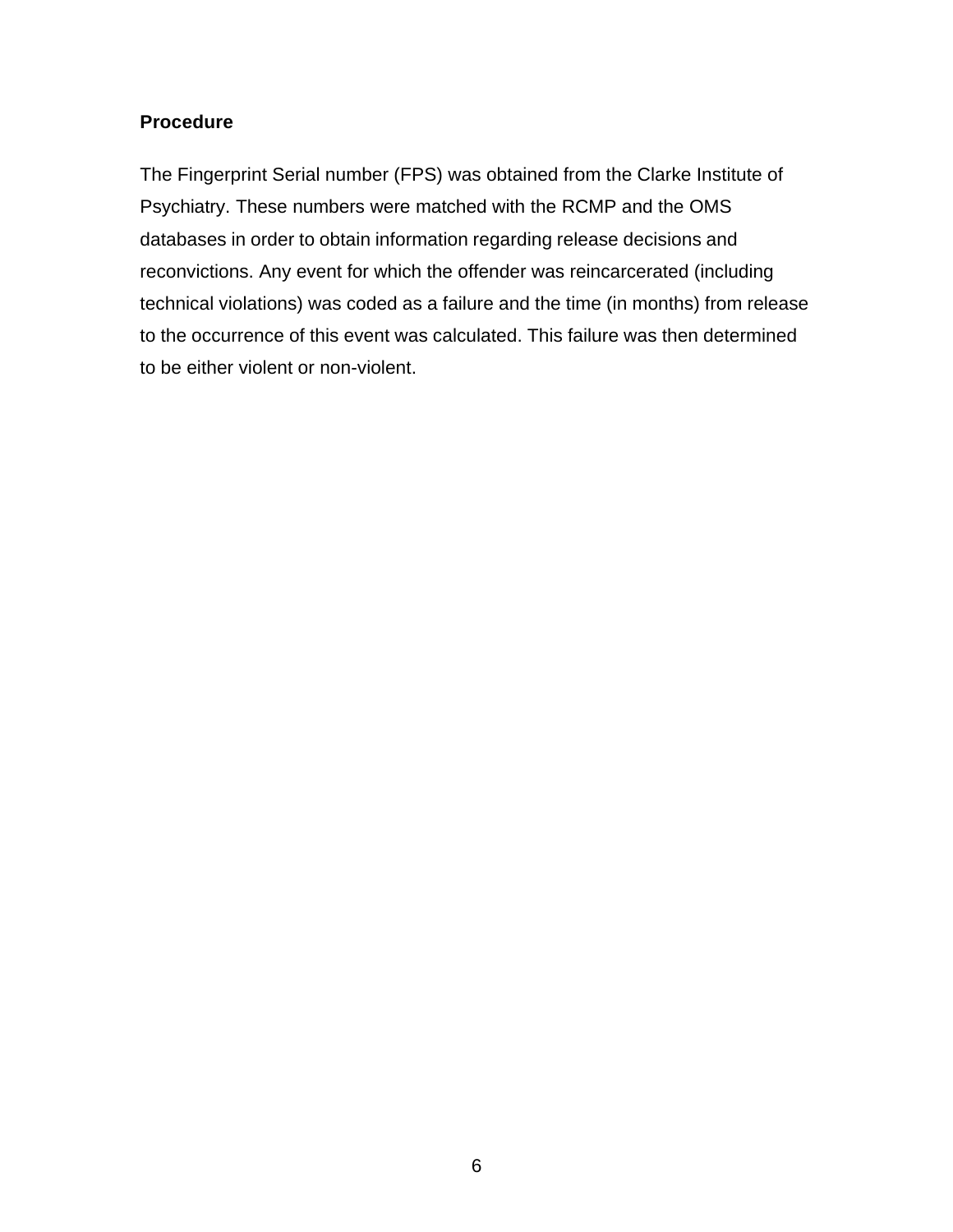### Procedure

The Fingerprint Serial number (FPS) was obtained from the Clarke Institute of Psychiatry. These numbers were matched with the RCMP and the OMS databases in order to obtain information regarding release decisions and reconvictions. Any event for which the offender was reincarcerated (including technical violations) was coded as a failure and the time (in months) from release to the occurrence of this event was calculated. This failure was then determined to be either violent or non-violent.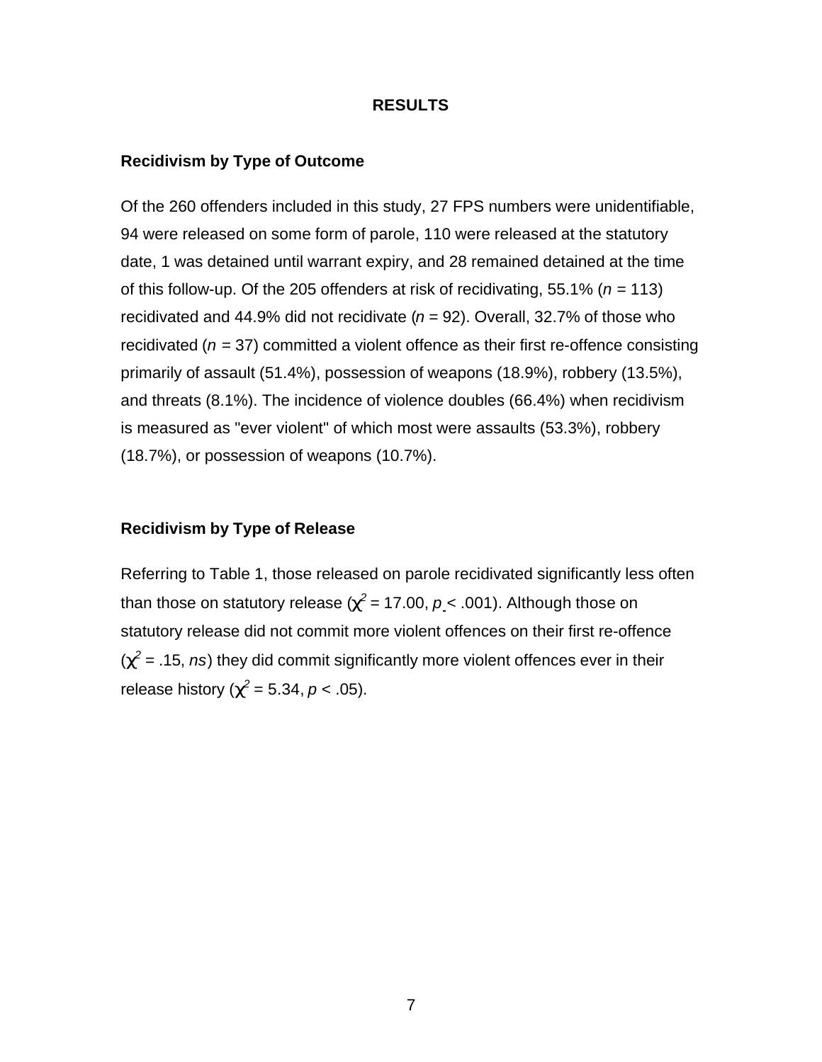# RESULTS

## Recidivism by Type of Outcome

Of the 260 offenders included in this study, 27 FPS numbers were unidentifiable, 94 were released on some form of parole, 110 were released at the statutory date, 1 was detained until warrant expiry, and 28 remained detained at the time of this follow-up. Of the 205 offenders at risk of recidivating, 55.1% ($n$ = 113) recidivated and 44.9% did not recidivate ($n$ = 92). Overall, 32.7% of those who recidivated ($n$ = 37) committed a violent offence as their first re-offence consisting primarily of assault (51.4%), possession of weapons (18.9%), robbery (13.5%), and threats (8.1%). The incidence of violence doubles (66.4%) when recidivism is measured as "ever violent" of which most were assaults (53.3%), robbery (18.7%), or possession of weapons (10.7%).

## Recidivism by Type of Release

Referring to Table 1, those released on parole recidivated significantly less often than those on statutory release ($\chi^2 = 17.00$, $p < .001$). Although those on statutory release did not commit more violent offences on their first re-offence ($\chi^2 = .15$, *ns*) they did commit significantly more violent offences ever in their release history ($\chi^2 = 5.34$, $p < .05$).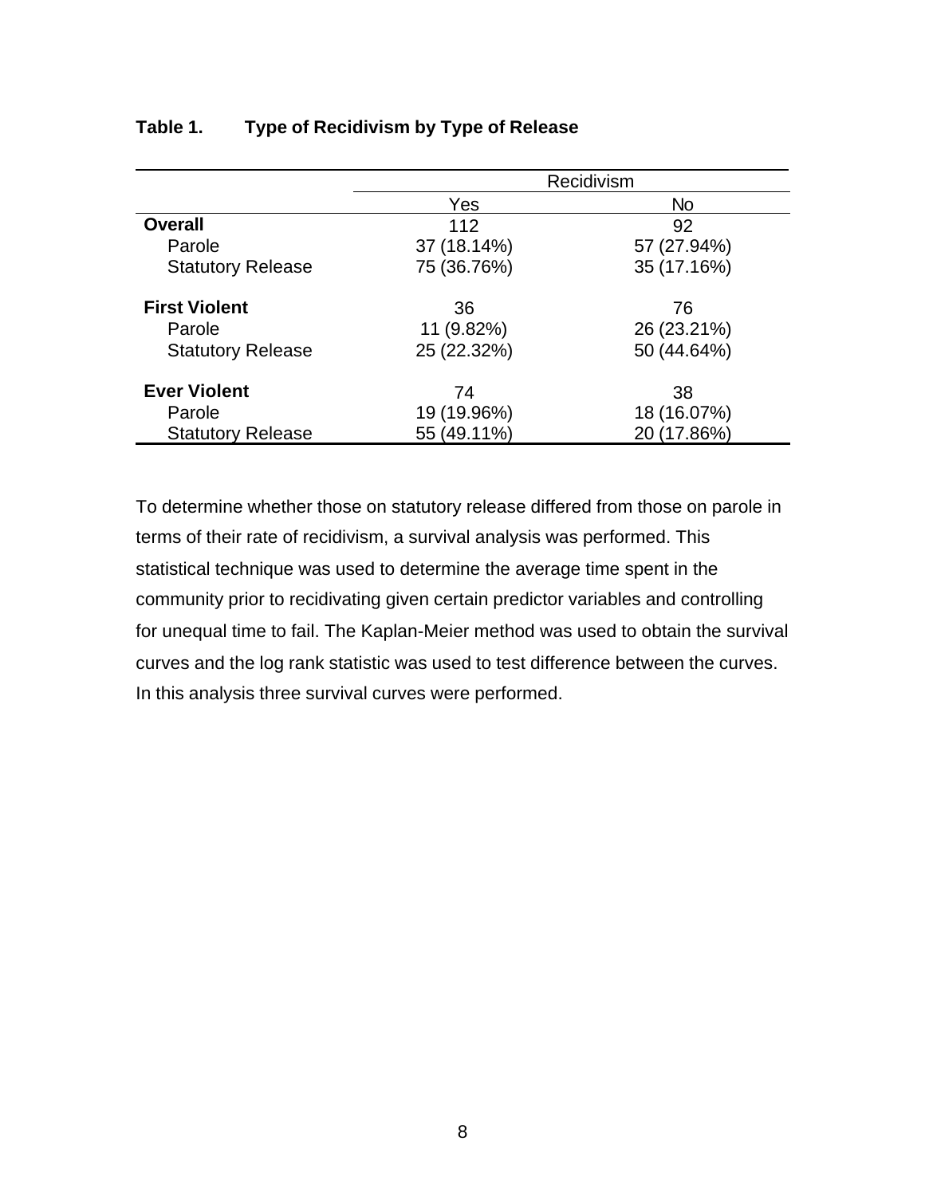**Table 1. Type of Recidivism by Type of Release**

| | Recidivism | |
|---|---|---|
| | Yes | No |
| **Overall** | 112 | 92 |
| Parole | 37 (18.14%) | 57 (27.94%) |
| Statutory Release | 75 (36.76%) | 35 (17.16%) |
| **First Violent** | 36 | 76 |
| Parole | 11 (9.82%) | 26 (23.21%) |
| Statutory Release | 25 (22.32%) | 50 (44.64%) |
| **Ever Violent** | 74 | 38 |
| Parole | 19 (19.96%) | 18 (16.07%) |
| Statutory Release | 55 (49.11%) | 20 (17.86%) |

To determine whether those on statutory release differed from those on parole in terms of their rate of recidivism, a survival analysis was performed. This statistical technique was used to determine the average time spent in the community prior to recidivating given certain predictor variables and controlling for unequal time to fail. The Kaplan-Meier method was used to obtain the survival curves and the log rank statistic was used to test difference between the curves. In this analysis three survival curves were performed.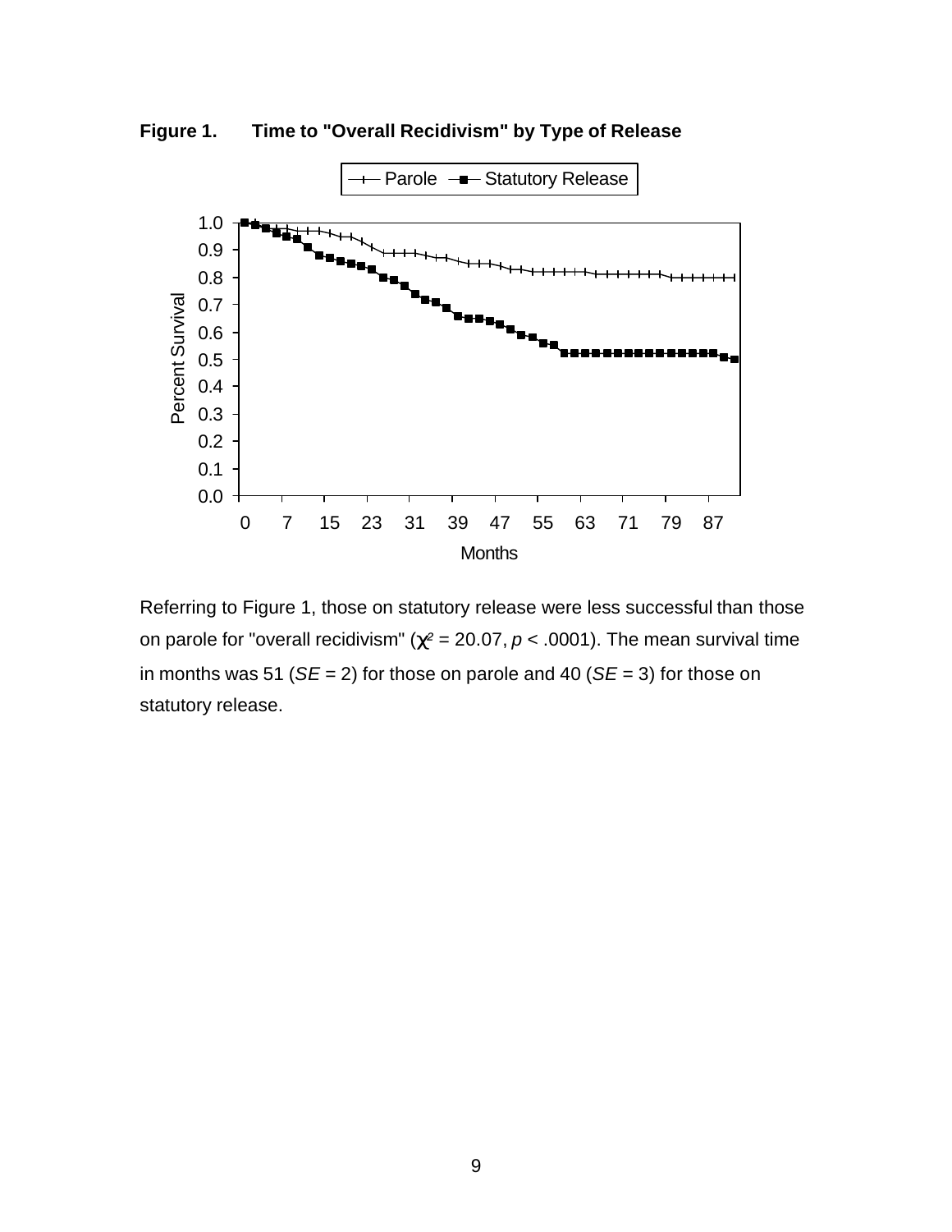**Figure 1. Time to "Overall Recidivism" by Type of Release**

Referring to Figure 1, those on statutory release were less successful than those on parole for "overall recidivism" ($\chi^2 = 20.07$, $p < .0001$). The mean survival time in months was 51 ($SE = 2$) for those on parole and 40 ($SE = 3$) for those on statutory release.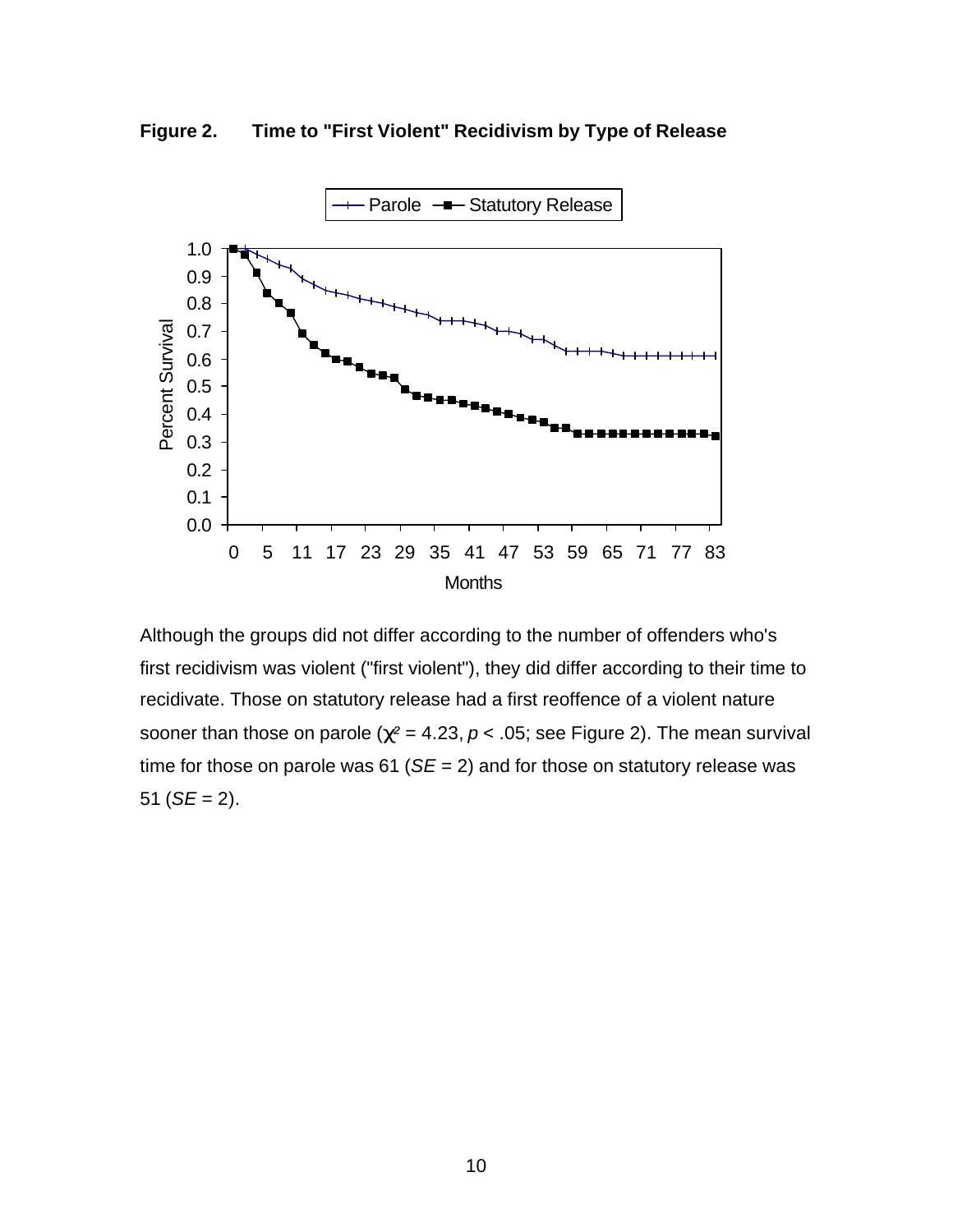**Figure 2. Time to "First Violent" Recidivism by Type of Release**

Although the groups did not differ according to the number of offenders who's first recidivism was violent ("first violent"), they did differ according to their time to recidivate. Those on statutory release had a first reoffence of a violent nature sooner than those on parole ($\chi^2 = 4.23$, $p < .05$; see Figure 2). The mean survival time for those on parole was 61 (*SE* = 2) and for those on statutory release was 51 (*SE* = 2).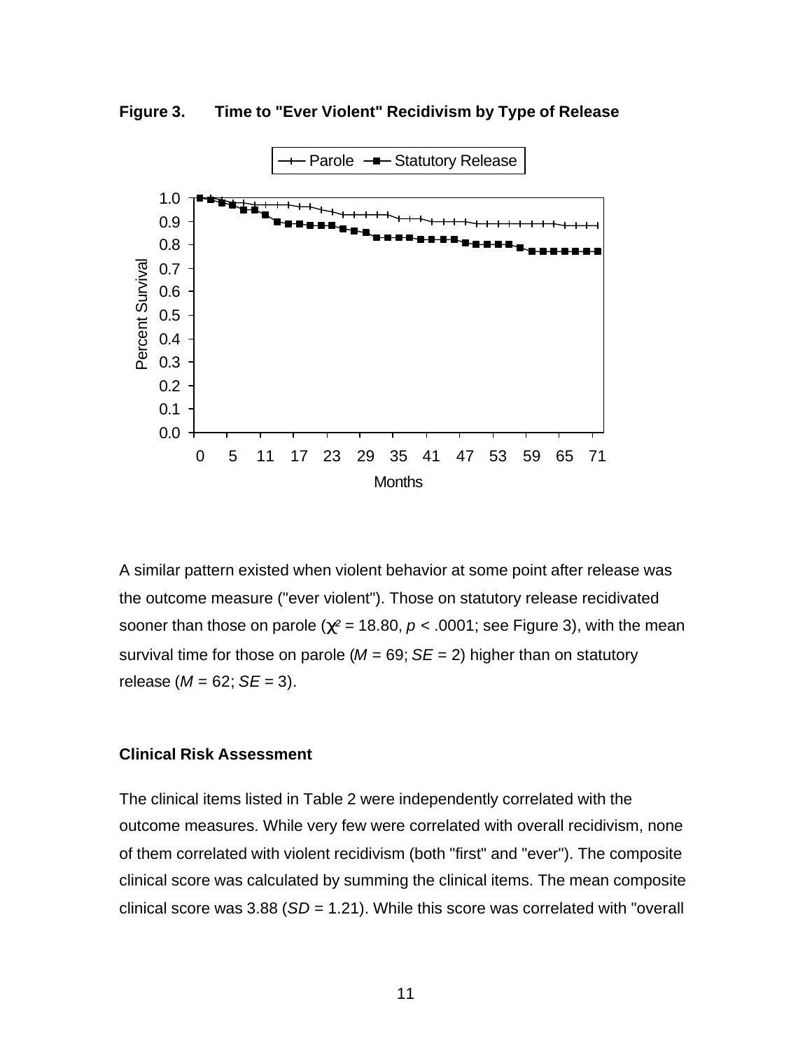**Figure 3. Time to "Ever Violent" Recidivism by Type of Release**

A similar pattern existed when violent behavior at some point after release was the outcome measure ("ever violent"). Those on statutory release recidivated sooner than those on parole ($\chi^2$ = 18.80, $p$ < .0001; see Figure 3), with the mean survival time for those on parole ($M$ = 69; $SE$ = 2) higher than on statutory release ($M$ = 62; $SE$ = 3).

### Clinical Risk Assessment

The clinical items listed in Table 2 were independently correlated with the outcome measures. While very few were correlated with overall recidivism, none of them correlated with violent recidivism (both "first" and "ever"). The composite clinical score was calculated by summing the clinical items. The mean composite clinical score was 3.88 ($SD$ = 1.21). While this score was correlated with "overall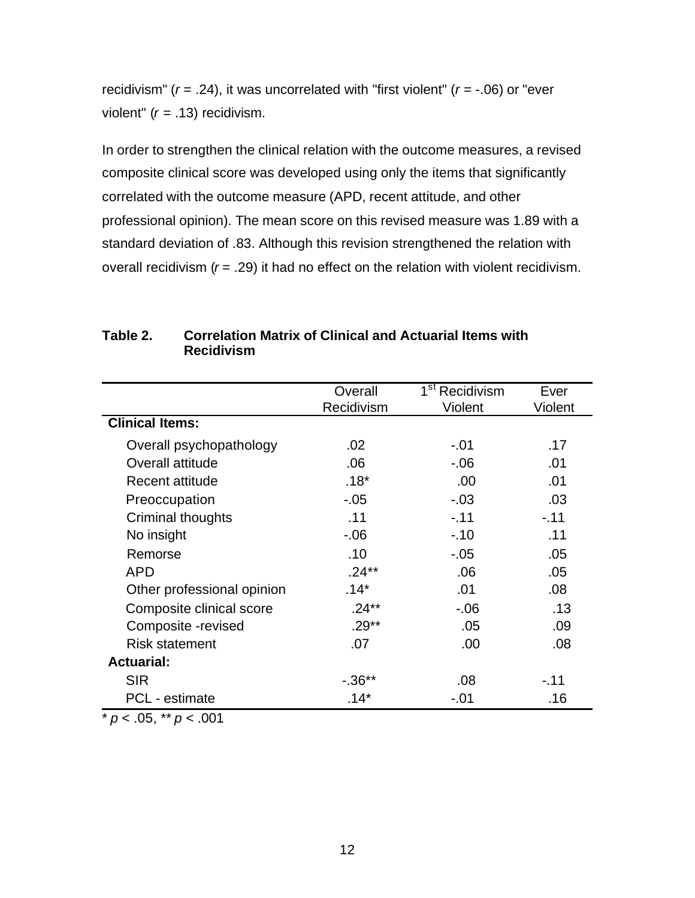recidivism" ($r$ = .24), it was uncorrelated with "first violent" ($r$ = -.06) or "ever violent" ($r$ = .13) recidivism.

In order to strengthen the clinical relation with the outcome measures, a revised composite clinical score was developed using only the items that significantly correlated with the outcome measure (APD, recent attitude, and other professional opinion). The mean score on this revised measure was 1.89 with a standard deviation of .83. Although this revision strengthened the relation with overall recidivism ($r$ = .29) it had no effect on the relation with violent recidivism.

**Table 2. Correlation Matrix of Clinical and Actuarial Items with Recidivism**

| | Overall Recidivism | 1st Recidivism Violent | Ever Violent |
|---|---|---|---|
| **Clinical Items:** | | | |
| Overall psychopathology | .02 | -.01 | .17 |
| Overall attitude | .06 | -.06 | .01 |
| Recent attitude | .18* | .00 | .01 |
| Preoccupation | -.05 | -.03 | .03 |
| Criminal thoughts | .11 | -.11 | -.11 |
| No insight | -.06 | -.10 | .11 |
| Remorse | .10 | -.05 | .05 |
| APD | .24** | .06 | .05 |
| Other professional opinion | .14* | .01 | .08 |
| Composite clinical score | .24** | -.06 | .13 |
| Composite -revised | .29** | .05 | .09 |
| Risk statement | .07 | .00 | .08 |
| **Actuarial:** | | | |
| SIR | -.36** | .08 | -.11 |
| PCL - estimate | .14* | -.01 | .16 |

\* $p$ < .05, ** $p$ < .001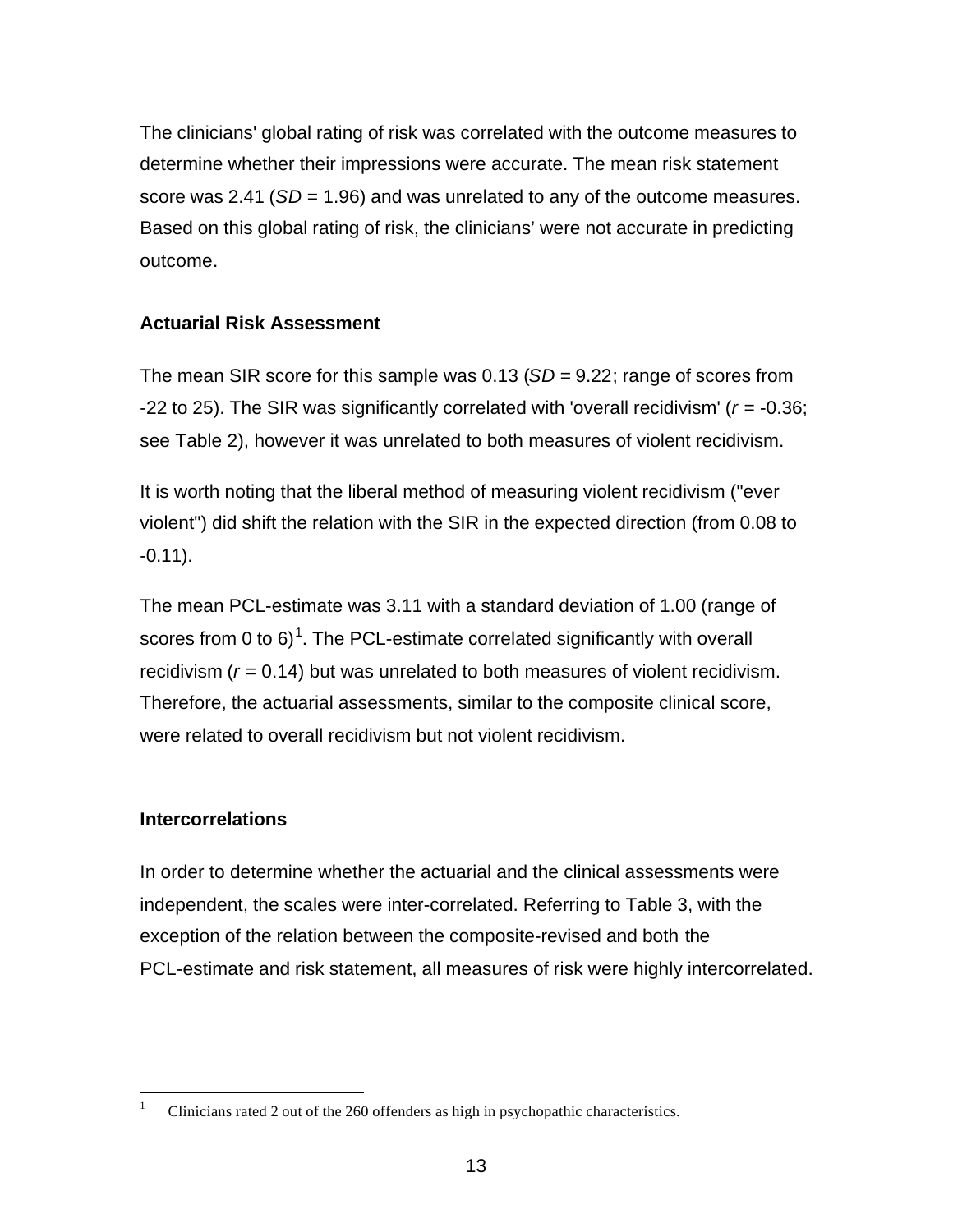The clinicians' global rating of risk was correlated with the outcome measures to determine whether their impressions were accurate. The mean risk statement score was 2.41 (*SD* = 1.96) and was unrelated to any of the outcome measures. Based on this global rating of risk, the clinicians' were not accurate in predicting outcome.

### Actuarial Risk Assessment

The mean SIR score for this sample was 0.13 (*SD* = 9.22; range of scores from -22 to 25). The SIR was significantly correlated with 'overall recidivism' ($r$ = -0.36; see Table 2), however it was unrelated to both measures of violent recidivism.

It is worth noting that the liberal method of measuring violent recidivism ("ever violent") did shift the relation with the SIR in the expected direction (from 0.08 to -0.11).

The mean PCL-estimate was 3.11 with a standard deviation of 1.00 (range of scores from 0 to 6)[1]. The PCL-estimate correlated significantly with overall recidivism ($r$ = 0.14) but was unrelated to both measures of violent recidivism. Therefore, the actuarial assessments, similar to the composite clinical score, were related to overall recidivism but not violent recidivism.

### Intercorrelations

In order to determine whether the actuarial and the clinical assessments were independent, the scales were inter-correlated. Referring to Table 3, with the exception of the relation between the composite-revised and both the PCL-estimate and risk statement, all measures of risk were highly intercorrelated.

---

[1] Clinicians rated 2 out of the 260 offenders as high in psychopathic characteristics.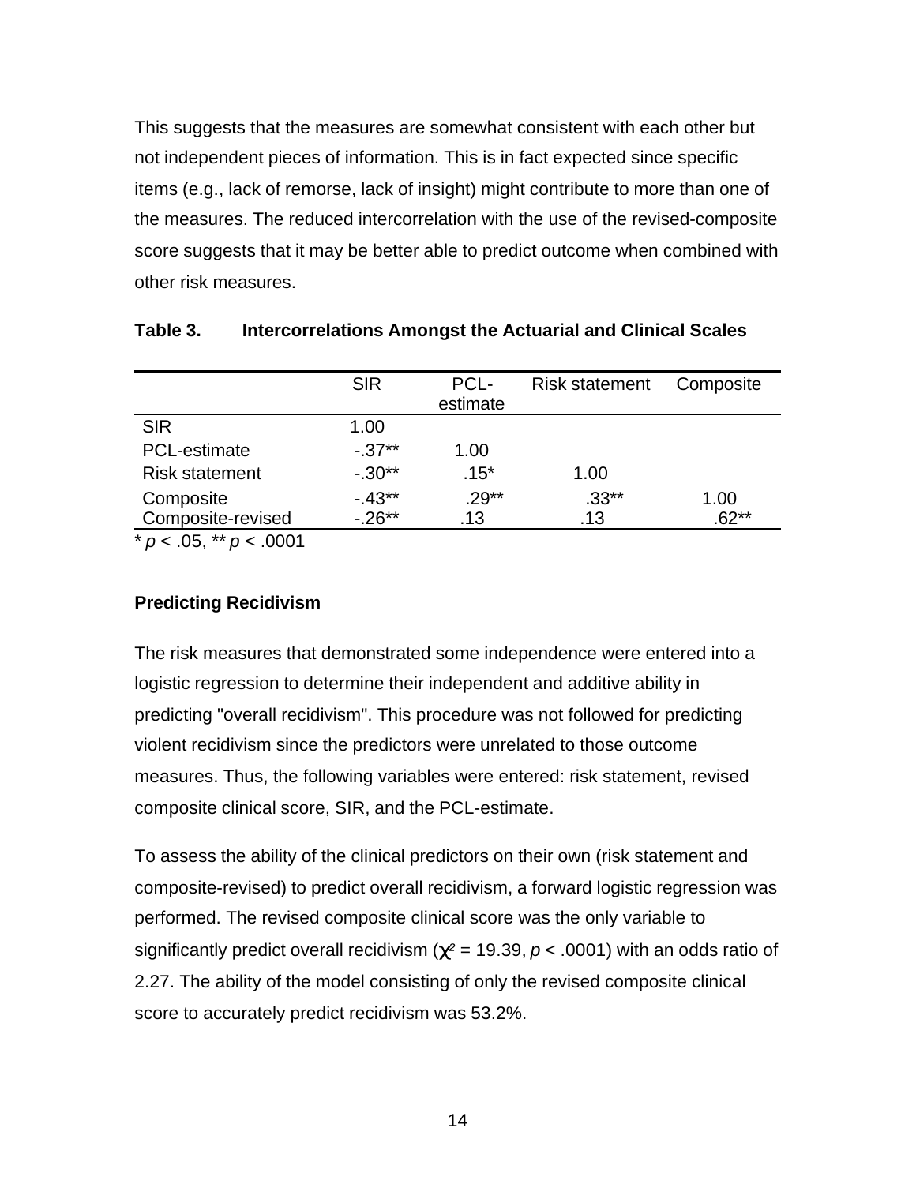This suggests that the measures are somewhat consistent with each other but not independent pieces of information. This is in fact expected since specific items (e.g., lack of remorse, lack of insight) might contribute to more than one of the measures. The reduced intercorrelation with the use of the revised-composite score suggests that it may be better able to predict outcome when combined with other risk measures.

**Table 3. Intercorrelations Amongst the Actuarial and Clinical Scales**

| | SIR | PCL-estimate | Risk statement | Composite |
|---|---|---|---|---|
| SIR | 1.00 | | | |
| PCL-estimate | -.37** | 1.00 | | |
| Risk statement | -.30** | .15* | 1.00 | |
| Composite | -.43** | .29** | .33** | 1.00 |
| Composite-revised | -.26** | .13 | .13 | .62** |

\* $p < .05$, ** $p < .0001$

**Predicting Recidivism**

The risk measures that demonstrated some independence were entered into a logistic regression to determine their independent and additive ability in predicting "overall recidivism". This procedure was not followed for predicting violent recidivism since the predictors were unrelated to those outcome measures. Thus, the following variables were entered: risk statement, revised composite clinical score, SIR, and the PCL-estimate.

To assess the ability of the clinical predictors on their own (risk statement and composite-revised) to predict overall recidivism, a forward logistic regression was performed. The revised composite clinical score was the only variable to significantly predict overall recidivism ($\chi^2 = 19.39$, $p < .0001$) with an odds ratio of 2.27. The ability of the model consisting of only the revised composite clinical score to accurately predict recidivism was 53.2%.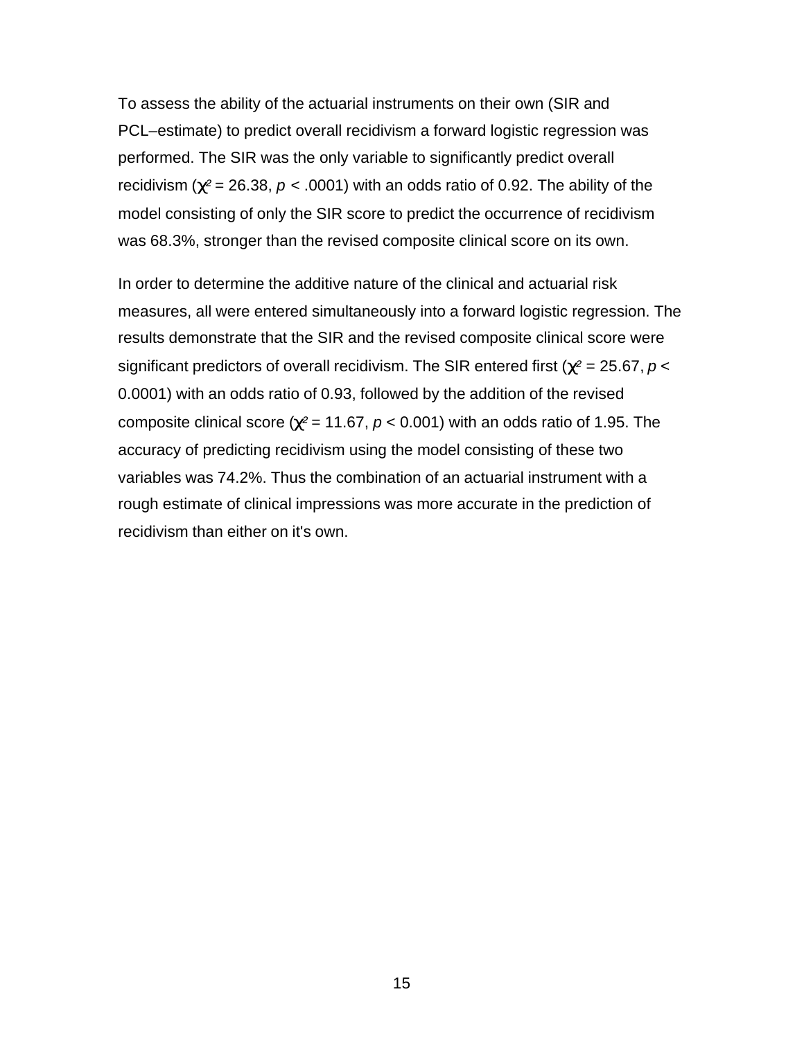To assess the ability of the actuarial instruments on their own (SIR and PCL–estimate) to predict overall recidivism a forward logistic regression was performed. The SIR was the only variable to significantly predict overall recidivism ($\chi^2 = 26.38$, $p < .0001$) with an odds ratio of 0.92. The ability of the model consisting of only the SIR score to predict the occurrence of recidivism was 68.3%, stronger than the revised composite clinical score on its own.

In order to determine the additive nature of the clinical and actuarial risk measures, all were entered simultaneously into a forward logistic regression. The results demonstrate that the SIR and the revised composite clinical score were significant predictors of overall recidivism. The SIR entered first ($\chi^2 = 25.67$, $p < 0.0001$) with an odds ratio of 0.93, followed by the addition of the revised composite clinical score ($\chi^2 = 11.67$, $p < 0.001$) with an odds ratio of 1.95. The accuracy of predicting recidivism using the model consisting of these two variables was 74.2%. Thus the combination of an actuarial instrument with a rough estimate of clinical impressions was more accurate in the prediction of recidivism than either on it's own.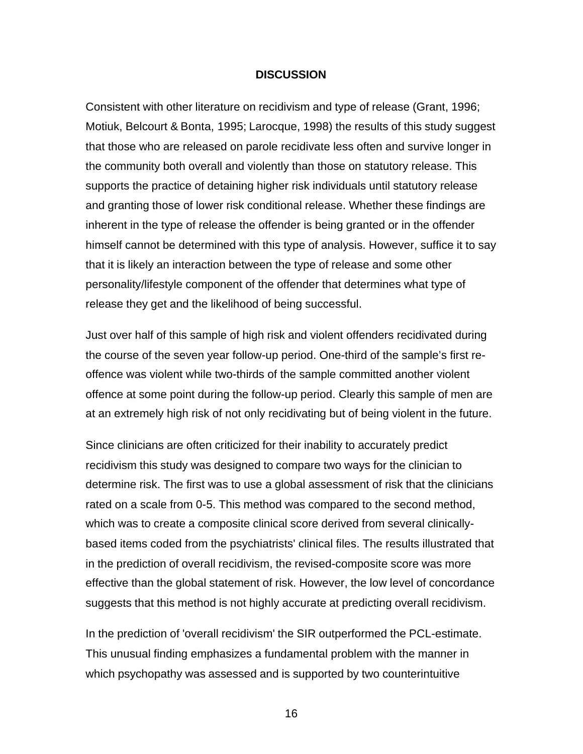## DISCUSSION

Consistent with other literature on recidivism and type of release (Grant, 1996; Motiuk, Belcourt & Bonta, 1995; Larocque, 1998) the results of this study suggest that those who are released on parole recidivate less often and survive longer in the community both overall and violently than those on statutory release. This supports the practice of detaining higher risk individuals until statutory release and granting those of lower risk conditional release. Whether these findings are inherent in the type of release the offender is being granted or in the offender himself cannot be determined with this type of analysis. However, suffice it to say that it is likely an interaction between the type of release and some other personality/lifestyle component of the offender that determines what type of release they get and the likelihood of being successful.

Just over half of this sample of high risk and violent offenders recidivated during the course of the seven year follow-up period. One-third of the sample's first re-offence was violent while two-thirds of the sample committed another violent offence at some point during the follow-up period. Clearly this sample of men are at an extremely high risk of not only recidivating but of being violent in the future.

Since clinicians are often criticized for their inability to accurately predict recidivism this study was designed to compare two ways for the clinician to determine risk. The first was to use a global assessment of risk that the clinicians rated on a scale from 0-5. This method was compared to the second method, which was to create a composite clinical score derived from several clinically-based items coded from the psychiatrists' clinical files. The results illustrated that in the prediction of overall recidivism, the revised-composite score was more effective than the global statement of risk. However, the low level of concordance suggests that this method is not highly accurate at predicting overall recidivism.

In the prediction of 'overall recidivism' the SIR outperformed the PCL-estimate. This unusual finding emphasizes a fundamental problem with the manner in which psychopathy was assessed and is supported by two counterintuitive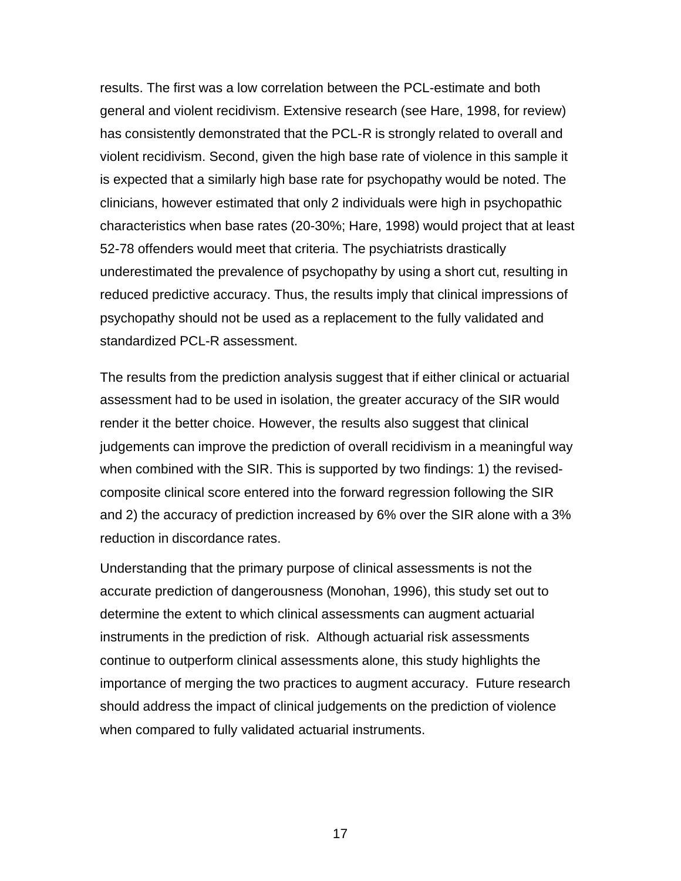results. The first was a low correlation between the PCL-estimate and both general and violent recidivism. Extensive research (see Hare, 1998, for review) has consistently demonstrated that the PCL-R is strongly related to overall and violent recidivism. Second, given the high base rate of violence in this sample it is expected that a similarly high base rate for psychopathy would be noted. The clinicians, however estimated that only 2 individuals were high in psychopathic characteristics when base rates (20-30%; Hare, 1998) would project that at least 52-78 offenders would meet that criteria. The psychiatrists drastically underestimated the prevalence of psychopathy by using a short cut, resulting in reduced predictive accuracy. Thus, the results imply that clinical impressions of psychopathy should not be used as a replacement to the fully validated and standardized PCL-R assessment.

The results from the prediction analysis suggest that if either clinical or actuarial assessment had to be used in isolation, the greater accuracy of the SIR would render it the better choice. However, the results also suggest that clinical judgements can improve the prediction of overall recidivism in a meaningful way when combined with the SIR. This is supported by two findings: 1) the revised-composite clinical score entered into the forward regression following the SIR and 2) the accuracy of prediction increased by 6% over the SIR alone with a 3% reduction in discordance rates.

Understanding that the primary purpose of clinical assessments is not the accurate prediction of dangerousness (Monohan, 1996), this study set out to determine the extent to which clinical assessments can augment actuarial instruments in the prediction of risk. Although actuarial risk assessments continue to outperform clinical assessments alone, this study highlights the importance of merging the two practices to augment accuracy. Future research should address the impact of clinical judgements on the prediction of violence when compared to fully validated actuarial instruments.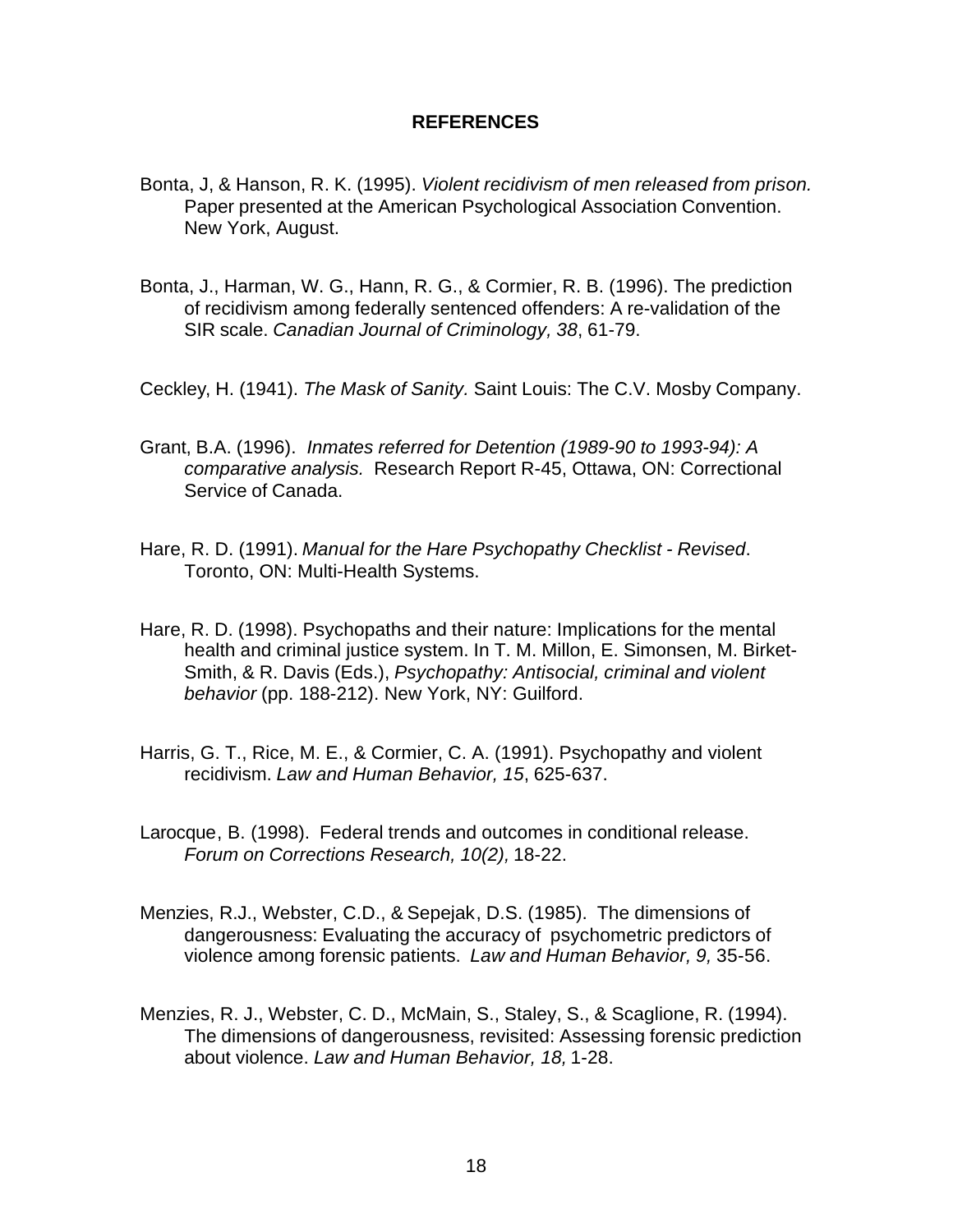## REFERENCES

Bonta, J, & Hanson, R. K. (1995). *Violent recidivism of men released from prison.* Paper presented at the American Psychological Association Convention. New York, August.

Bonta, J., Harman, W. G., Hann, R. G., & Cormier, R. B. (1996). The prediction of recidivism among federally sentenced offenders: A re-validation of the SIR scale. *Canadian Journal of Criminology, 38*, 61-79.

Ceckley, H. (1941). *The Mask of Sanity.* Saint Louis: The C.V. Mosby Company.

Grant, B.A. (1996). *Inmates referred for Detention (1989-90 to 1993-94): A comparative analysis.* Research Report R-45, Ottawa, ON: Correctional Service of Canada.

Hare, R. D. (1991). *Manual for the Hare Psychopathy Checklist - Revised*. Toronto, ON: Multi-Health Systems.

Hare, R. D. (1998). Psychopaths and their nature: Implications for the mental health and criminal justice system. In T. M. Millon, E. Simonsen, M. Birket-Smith, & R. Davis (Eds.), *Psychopathy: Antisocial, criminal and violent behavior* (pp. 188-212). New York, NY: Guilford.

Harris, G. T., Rice, M. E., & Cormier, C. A. (1991). Psychopathy and violent recidivism. *Law and Human Behavior, 15*, 625-637.

Larocque, B. (1998). Federal trends and outcomes in conditional release. *Forum on Corrections Research, 10(2),* 18-22.

Menzies, R.J., Webster, C.D., & Sepejak, D.S. (1985). The dimensions of dangerousness: Evaluating the accuracy of psychometric predictors of violence among forensic patients. *Law and Human Behavior, 9,* 35-56.

Menzies, R. J., Webster, C. D., McMain, S., Staley, S., & Scaglione, R. (1994). The dimensions of dangerousness, revisited: Assessing forensic prediction about violence. *Law and Human Behavior, 18,* 1-28.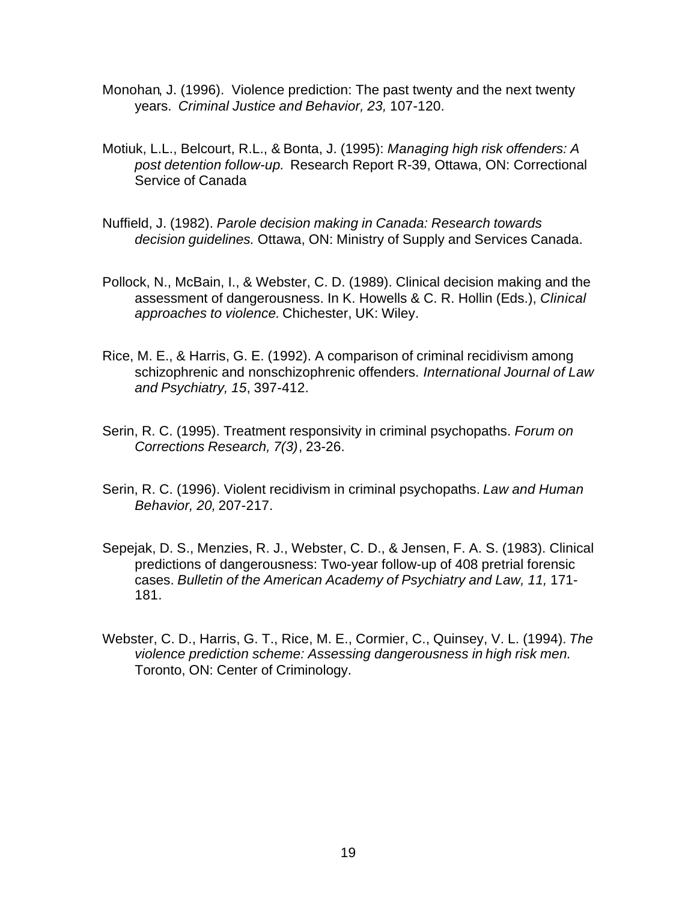Monohan, J. (1996). Violence prediction: The past twenty and the next twenty years. *Criminal Justice and Behavior, 23,* 107-120.

Motiuk, L.L., Belcourt, R.L., & Bonta, J. (1995): *Managing high risk offenders: A post detention follow-up.* Research Report R-39, Ottawa, ON: Correctional Service of Canada

Nuffield, J. (1982). *Parole decision making in Canada: Research towards decision guidelines.* Ottawa, ON: Ministry of Supply and Services Canada.

Pollock, N., McBain, I., & Webster, C. D. (1989). Clinical decision making and the assessment of dangerousness. In K. Howells & C. R. Hollin (Eds.), *Clinical approaches to violence.* Chichester, UK: Wiley.

Rice, M. E., & Harris, G. E. (1992). A comparison of criminal recidivism among schizophrenic and nonschizophrenic offenders. *International Journal of Law and Psychiatry, 15*, 397-412.

Serin, R. C. (1995). Treatment responsivity in criminal psychopaths. *Forum on Corrections Research, 7(3)*, 23-26.

Serin, R. C. (1996). Violent recidivism in criminal psychopaths. *Law and Human Behavior, 20,* 207-217.

Sepejak, D. S., Menzies, R. J., Webster, C. D., & Jensen, F. A. S. (1983). Clinical predictions of dangerousness: Two-year follow-up of 408 pretrial forensic cases. *Bulletin of the American Academy of Psychiatry and Law, 11,* 171-181.

Webster, C. D., Harris, G. T., Rice, M. E., Cormier, C., Quinsey, V. L. (1994). *The violence prediction scheme: Assessing dangerousness in high risk men.* Toronto, ON: Center of Criminology.